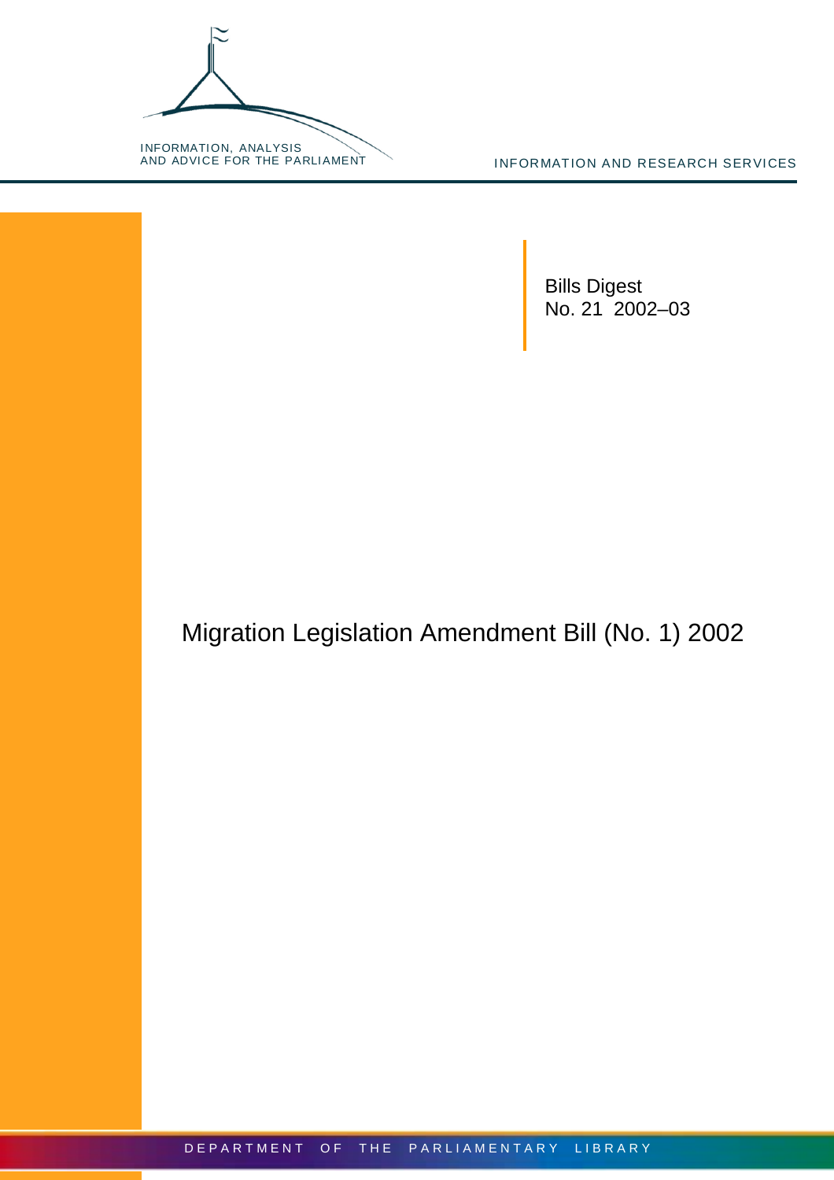INFORMATION, ANALYSIS
AND ADVICE FOR THE PARLIAMENT

INFORMATION AND RESEARCH SERVICES

Bills Digest
No. 21 2002–03

# Migration Legislation Amendment Bill (No. 1) 2002

DEPARTMENT OF THE PARLIAMENTARY LIBRARY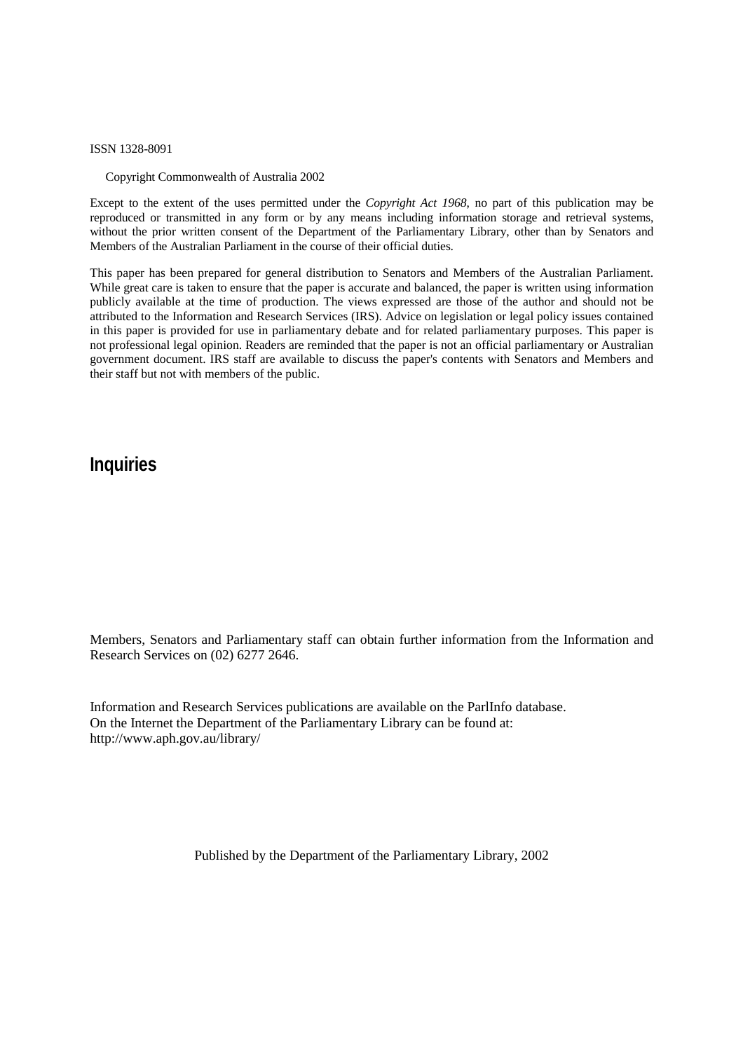ISSN 1328-8091

Copyright Commonwealth of Australia 2002

Except to the extent of the uses permitted under the *Copyright Act 1968*, no part of this publication may be reproduced or transmitted in any form or by any means including information storage and retrieval systems, without the prior written consent of the Department of the Parliamentary Library, other than by Senators and Members of the Australian Parliament in the course of their official duties.

This paper has been prepared for general distribution to Senators and Members of the Australian Parliament. While great care is taken to ensure that the paper is accurate and balanced, the paper is written using information publicly available at the time of production. The views expressed are those of the author and should not be attributed to the Information and Research Services (IRS). Advice on legislation or legal policy issues contained in this paper is provided for use in parliamentary debate and for related parliamentary purposes. This paper is not professional legal opinion. Readers are reminded that the paper is not an official parliamentary or Australian government document. IRS staff are available to discuss the paper's contents with Senators and Members and their staff but not with members of the public.

## Inquiries

Members, Senators and Parliamentary staff can obtain further information from the Information and Research Services on (02) 6277 2646.

Information and Research Services publications are available on the ParlInfo database.
On the Internet the Department of the Parliamentary Library can be found at:
http://www.aph.gov.au/library/

Published by the Department of the Parliamentary Library, 2002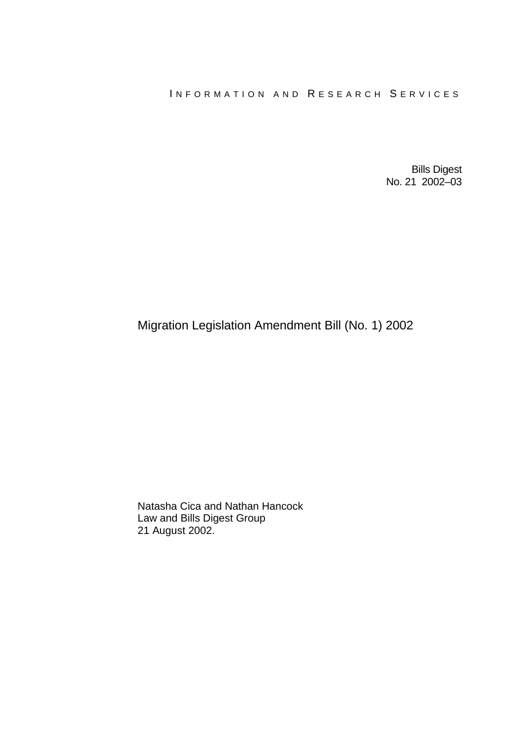INFORMATION AND RESEARCH SERVICES

Bills Digest
No. 21 2002–03

# Migration Legislation Amendment Bill (No. 1) 2002

Natasha Cica and Nathan Hancock
Law and Bills Digest Group
21 August 2002.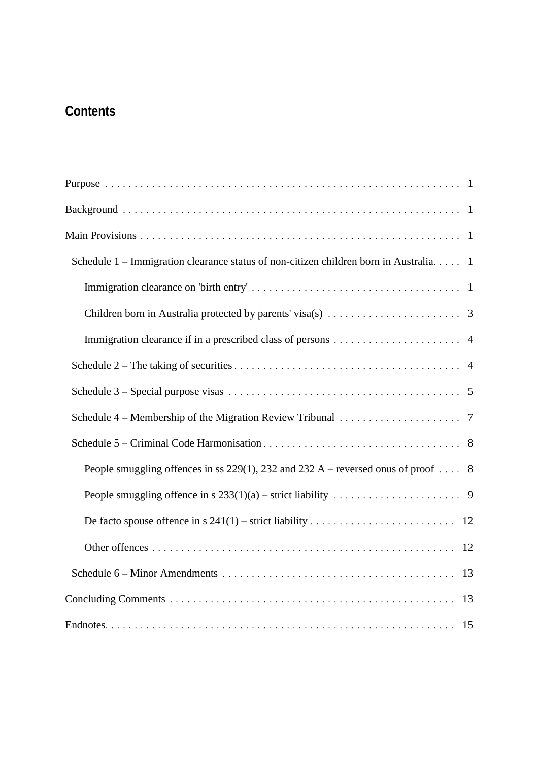## Contents

- Purpose ... 1
- Background ... 1
- Main Provisions ... 1
  - Schedule 1 – Immigration clearance status of non-citizen children born in Australia ... 1
    - Immigration clearance on 'birth entry' ... 1
    - Children born in Australia protected by parents' visa(s) ... 3
    - Immigration clearance if in a prescribed class of persons ... 4
  - Schedule 2 – The taking of securities ... 4
  - Schedule 3 – Special purpose visas ... 5
  - Schedule 4 – Membership of the Migration Review Tribunal ... 7
  - Schedule 5 – Criminal Code Harmonisation ... 8
    - People smuggling offences in ss 229(1), 232 and 232 A – reversed onus of proof ... 8
    - People smuggling offence in s 233(1)(a) – strict liability ... 9
    - De facto spouse offence in s 241(1) – strict liability ... 12
    - Other offences ... 12
  - Schedule 6 – Minor Amendments ... 13
- Concluding Comments ... 13
- Endnotes ... 15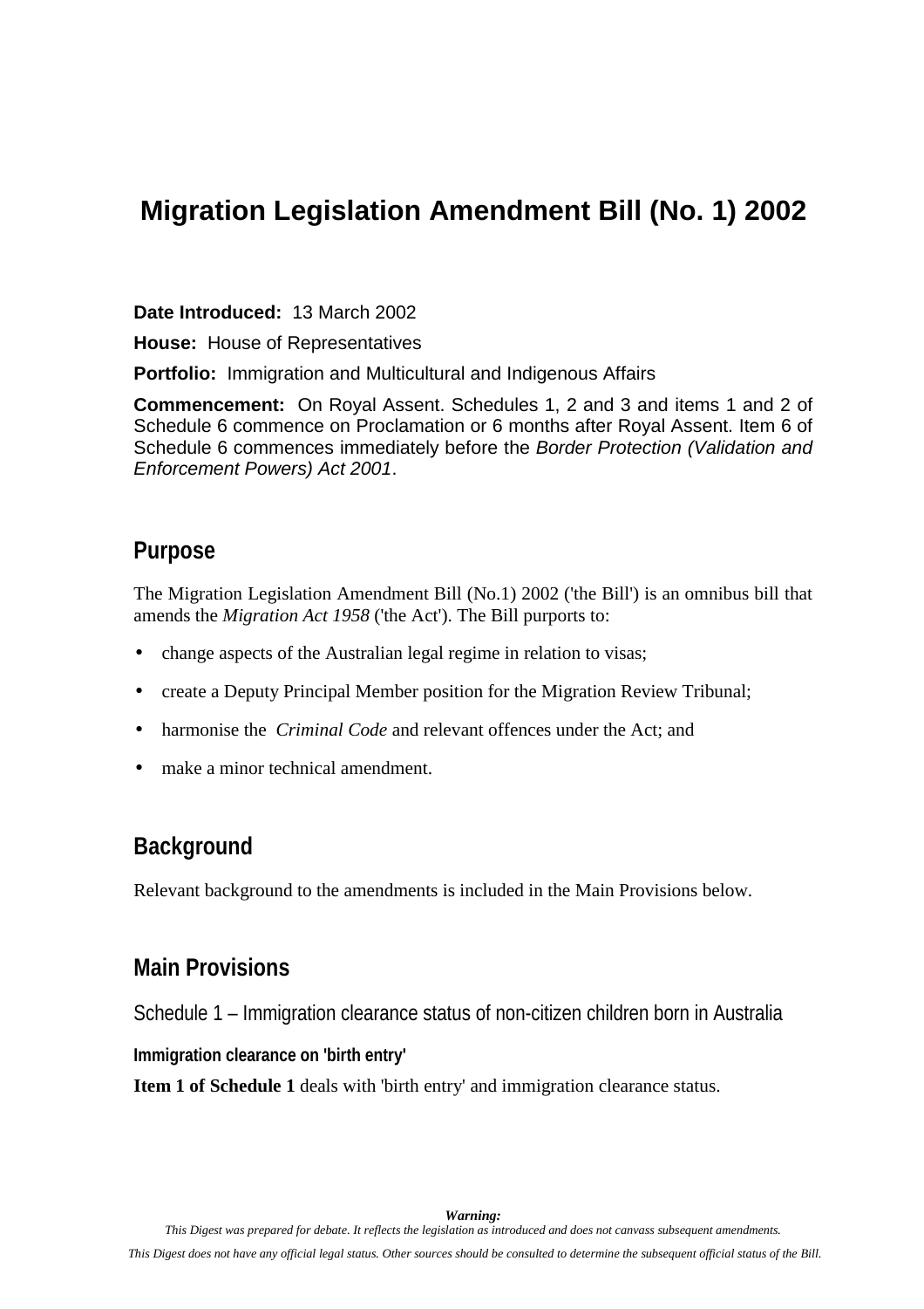# Migration Legislation Amendment Bill (No. 1) 2002

**Date Introduced:** 13 March 2002

**House:** House of Representatives

**Portfolio:** Immigration and Multicultural and Indigenous Affairs

**Commencement:** On Royal Assent. Schedules 1, 2 and 3 and items 1 and 2 of Schedule 6 commence on Proclamation or 6 months after Royal Assent. Item 6 of Schedule 6 commences immediately before the *Border Protection (Validation and Enforcement Powers) Act 2001*.

## Purpose

The Migration Legislation Amendment Bill (No.1) 2002 ('the Bill') is an omnibus bill that amends the *Migration Act 1958* ('the Act'). The Bill purports to:

- change aspects of the Australian legal regime in relation to visas;
- create a Deputy Principal Member position for the Migration Review Tribunal;
- harmonise the *Criminal Code* and relevant offences under the Act; and
- make a minor technical amendment.

## Background

Relevant background to the amendments is included in the Main Provisions below.

## Main Provisions

### Schedule 1 – Immigration clearance status of non-citizen children born in Australia

#### Immigration clearance on 'birth entry'

**Item 1 of Schedule 1** deals with 'birth entry' and immigration clearance status.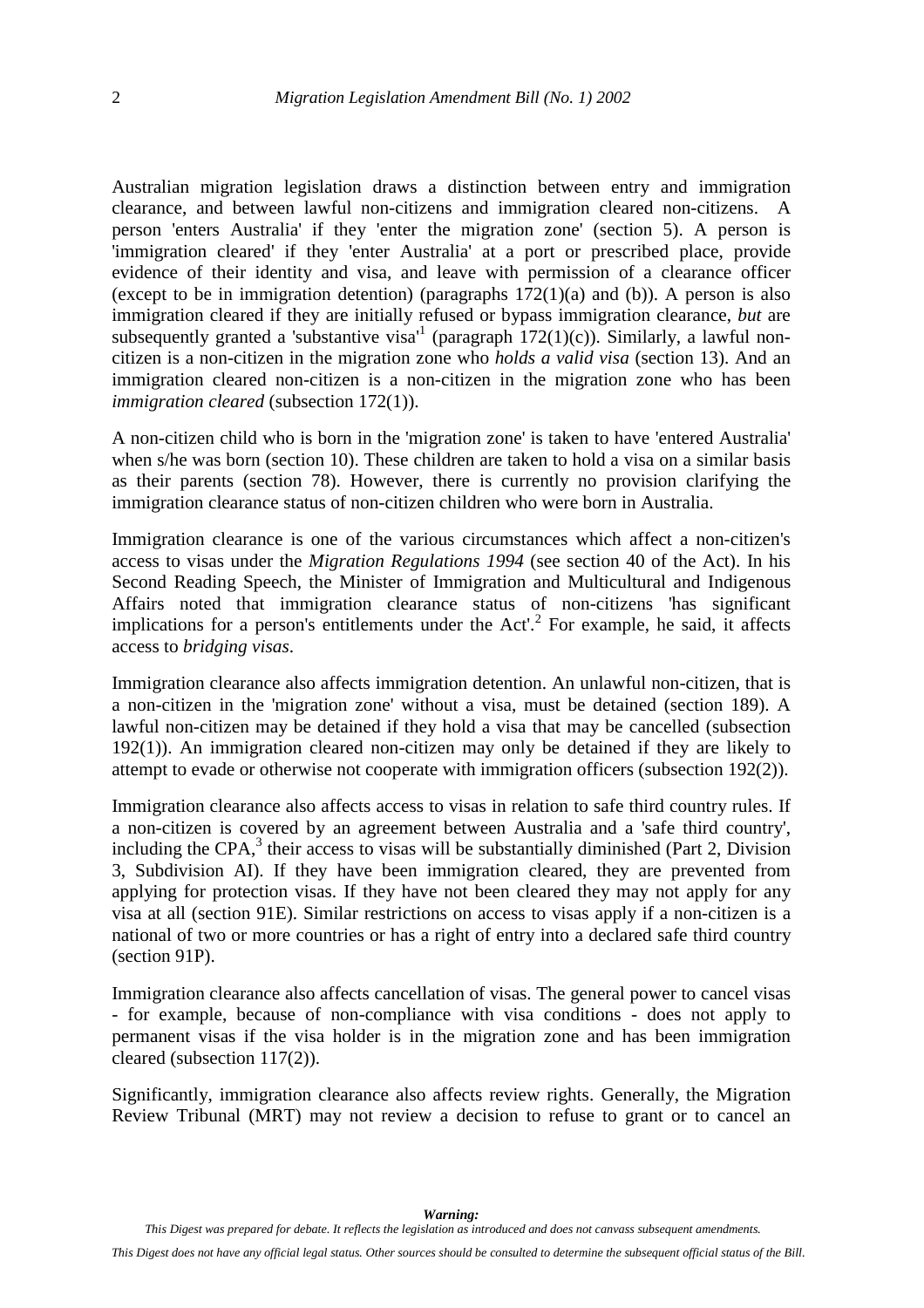Australian migration legislation draws a distinction between entry and immigration clearance, and between lawful non-citizens and immigration cleared non-citizens. A person 'enters Australia' if they 'enter the migration zone' (section 5). A person is 'immigration cleared' if they 'enter Australia' at a port or prescribed place, provide evidence of their identity and visa, and leave with permission of a clearance officer (except to be in immigration detention) (paragraphs 172(1)(a) and (b)). A person is also immigration cleared if they are initially refused or bypass immigration clearance, *but* are subsequently granted a 'substantive visa'[1] (paragraph 172(1)(c)). Similarly, a lawful non-citizen is a non-citizen in the migration zone who *holds a valid visa* (section 13). And an immigration cleared non-citizen is a non-citizen in the migration zone who has been *immigration cleared* (subsection 172(1)).

A non-citizen child who is born in the 'migration zone' is taken to have 'entered Australia' when s/he was born (section 10). These children are taken to hold a visa on a similar basis as their parents (section 78). However, there is currently no provision clarifying the immigration clearance status of non-citizen children who were born in Australia.

Immigration clearance is one of the various circumstances which affect a non-citizen's access to visas under the *Migration Regulations 1994* (see section 40 of the Act). In his Second Reading Speech, the Minister of Immigration and Multicultural and Indigenous Affairs noted that immigration clearance status of non-citizens 'has significant implications for a person's entitlements under the Act'.[2] For example, he said, it affects access to *bridging visas*.

Immigration clearance also affects immigration detention. An unlawful non-citizen, that is a non-citizen in the 'migration zone' without a visa, must be detained (section 189). A lawful non-citizen may be detained if they hold a visa that may be cancelled (subsection 192(1)). An immigration cleared non-citizen may only be detained if they are likely to attempt to evade or otherwise not cooperate with immigration officers (subsection 192(2)).

Immigration clearance also affects access to visas in relation to safe third country rules. If a non-citizen is covered by an agreement between Australia and a 'safe third country', including the CPA,[3] their access to visas will be substantially diminished (Part 2, Division 3, Subdivision AI). If they have been immigration cleared, they are prevented from applying for protection visas. If they have not been cleared they may not apply for any visa at all (section 91E). Similar restrictions on access to visas apply if a non-citizen is a national of two or more countries or has a right of entry into a declared safe third country (section 91P).

Immigration clearance also affects cancellation of visas. The general power to cancel visas - for example, because of non-compliance with visa conditions - does not apply to permanent visas if the visa holder is in the migration zone and has been immigration cleared (subsection 117(2)).

Significantly, immigration clearance also affects review rights. Generally, the Migration Review Tribunal (MRT) may not review a decision to refuse to grant or to cancel an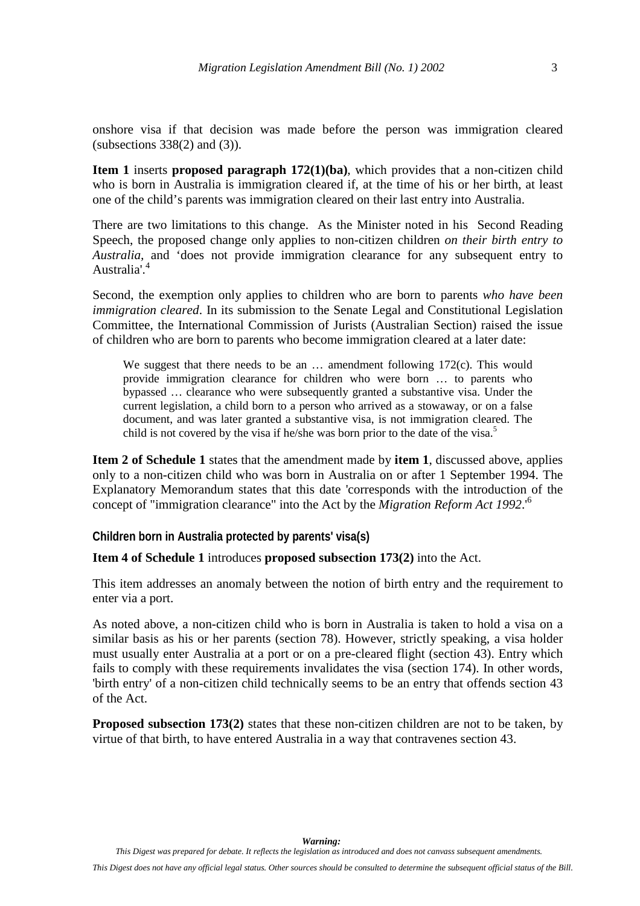onshore visa if that decision was made before the person was immigration cleared (subsections 338(2) and (3)).

**Item 1** inserts **proposed paragraph 172(1)(ba)**, which provides that a non-citizen child who is born in Australia is immigration cleared if, at the time of his or her birth, at least one of the child's parents was immigration cleared on their last entry into Australia.

There are two limitations to this change. As the Minister noted in his Second Reading Speech, the proposed change only applies to non-citizen children *on their birth entry to Australia*, and 'does not provide immigration clearance for any subsequent entry to Australia'.[4]

Second, the exemption only applies to children who are born to parents *who have been immigration cleared*. In its submission to the Senate Legal and Constitutional Legislation Committee, the International Commission of Jurists (Australian Section) raised the issue of children who are born to parents who become immigration cleared at a later date:

> We suggest that there needs to be an … amendment following 172(c). This would provide immigration clearance for children who were born … to parents who bypassed … clearance who were subsequently granted a substantive visa. Under the current legislation, a child born to a person who arrived as a stowaway, or on a false document, and was later granted a substantive visa, is not immigration cleared. The child is not covered by the visa if he/she was born prior to the date of the visa.[5]

**Item 2 of Schedule 1** states that the amendment made by **item 1**, discussed above, applies only to a non-citizen child who was born in Australia on or after 1 September 1994. The Explanatory Memorandum states that this date 'corresponds with the introduction of the concept of "immigration clearance" into the Act by the *Migration Reform Act 1992*.'[6]

### Children born in Australia protected by parents' visa(s)

**Item 4 of Schedule 1** introduces **proposed subsection 173(2)** into the Act.

This item addresses an anomaly between the notion of birth entry and the requirement to enter via a port.

As noted above, a non-citizen child who is born in Australia is taken to hold a visa on a similar basis as his or her parents (section 78). However, strictly speaking, a visa holder must usually enter Australia at a port or on a pre-cleared flight (section 43). Entry which fails to comply with these requirements invalidates the visa (section 174). In other words, 'birth entry' of a non-citizen child technically seems to be an entry that offends section 43 of the Act.

**Proposed subsection 173(2)** states that these non-citizen children are not to be taken, by virtue of that birth, to have entered Australia in a way that contravenes section 43.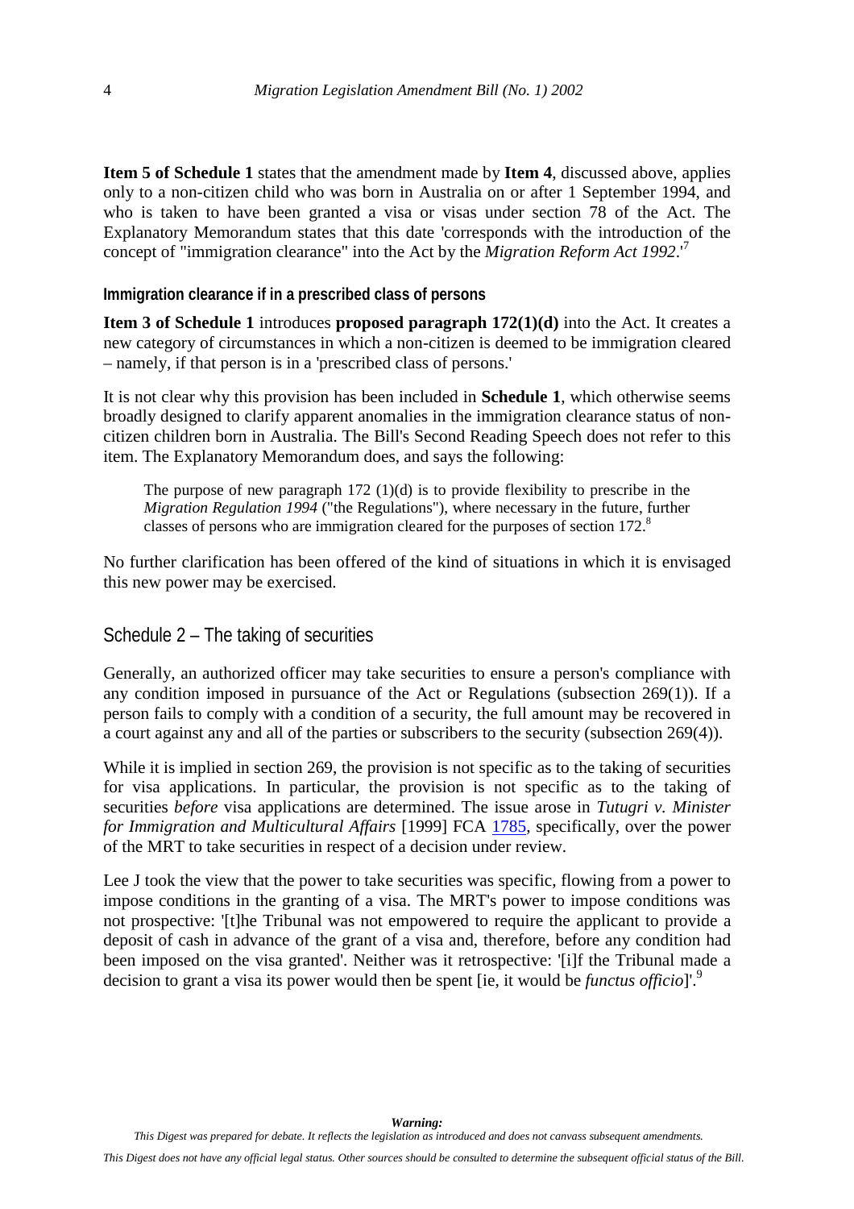**Item 5 of Schedule 1** states that the amendment made by **Item 4**, discussed above, applies only to a non-citizen child who was born in Australia on or after 1 September 1994, and who is taken to have been granted a visa or visas under section 78 of the Act. The Explanatory Memorandum states that this date 'corresponds with the introduction of the concept of "immigration clearance" into the Act by the *Migration Reform Act 1992*.'[7]

### Immigration clearance if in a prescribed class of persons

**Item 3 of Schedule 1** introduces **proposed paragraph 172(1)(d)** into the Act. It creates a new category of circumstances in which a non-citizen is deemed to be immigration cleared – namely, if that person is in a 'prescribed class of persons.'

It is not clear why this provision has been included in **Schedule 1**, which otherwise seems broadly designed to clarify apparent anomalies in the immigration clearance status of non-citizen children born in Australia. The Bill's Second Reading Speech does not refer to this item. The Explanatory Memorandum does, and says the following:

> The purpose of new paragraph 172 (1)(d) is to provide flexibility to prescribe in the *Migration Regulation 1994* ("the Regulations"), where necessary in the future, further classes of persons who are immigration cleared for the purposes of section 172.[8]

No further clarification has been offered of the kind of situations in which it is envisaged this new power may be exercised.

## Schedule 2 – The taking of securities

Generally, an authorized officer may take securities to ensure a person's compliance with any condition imposed in pursuance of the Act or Regulations (subsection 269(1)). If a person fails to comply with a condition of a security, the full amount may be recovered in a court against any and all of the parties or subscribers to the security (subsection 269(4)).

While it is implied in section 269, the provision is not specific as to the taking of securities for visa applications. In particular, the provision is not specific as to the taking of securities *before* visa applications are determined. The issue arose in *Tutugri v. Minister for Immigration and Multicultural Affairs* [1999] FCA 1785, specifically, over the power of the MRT to take securities in respect of a decision under review.

Lee J took the view that the power to take securities was specific, flowing from a power to impose conditions in the granting of a visa. The MRT's power to impose conditions was not prospective: '[t]he Tribunal was not empowered to require the applicant to provide a deposit of cash in advance of the grant of a visa and, therefore, before any condition had been imposed on the visa granted'. Neither was it retrospective: '[i]f the Tribunal made a decision to grant a visa its power would then be spent [ie, it would be *functus officio*]'.[9]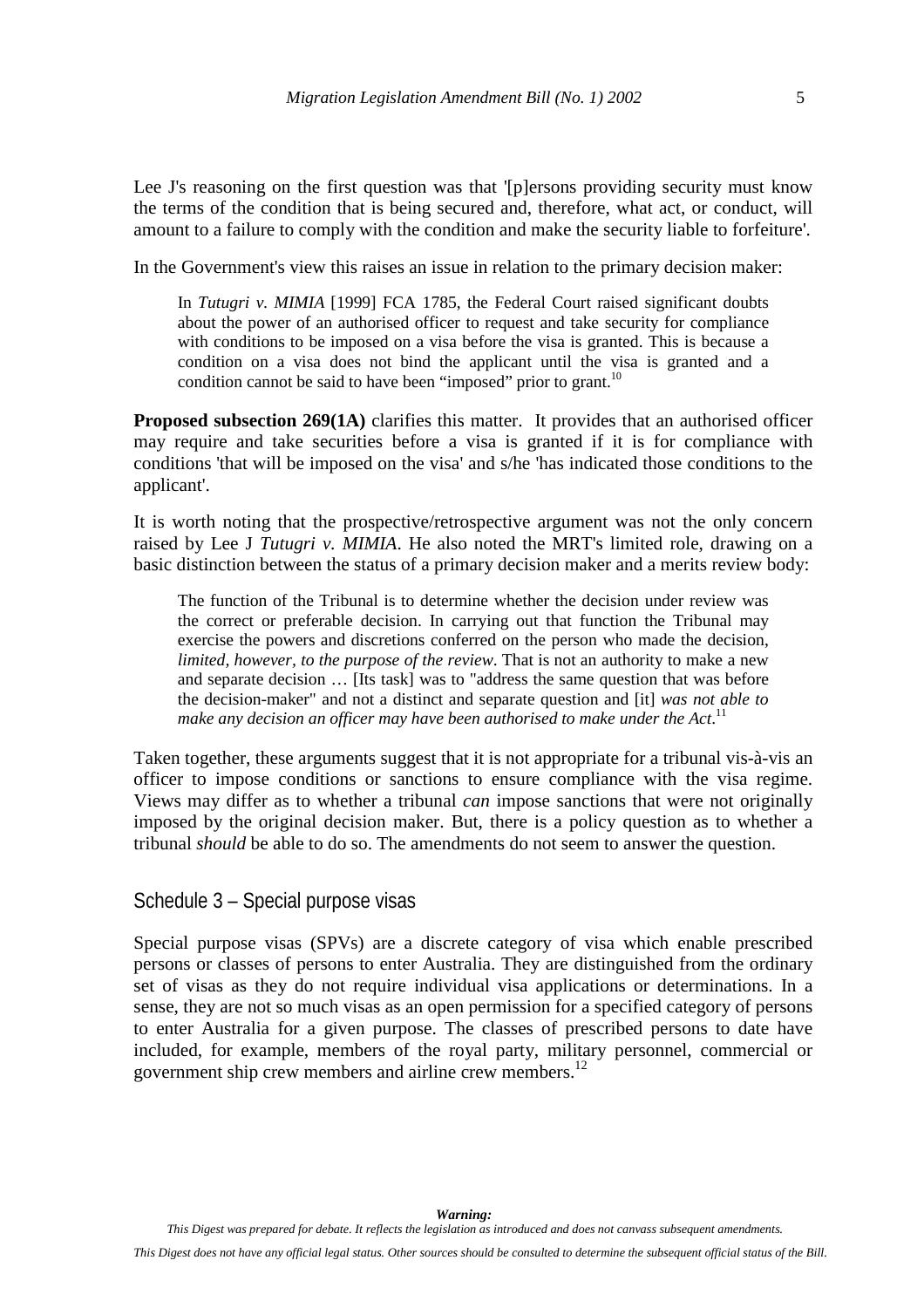Lee J's reasoning on the first question was that '[p]ersons providing security must know the terms of the condition that is being secured and, therefore, what act, or conduct, will amount to a failure to comply with the condition and make the security liable to forfeiture'.

In the Government's view this raises an issue in relation to the primary decision maker:

> In *Tutugri v. MIMIA* [1999] FCA 1785, the Federal Court raised significant doubts about the power of an authorised officer to request and take security for compliance with conditions to be imposed on a visa before the visa is granted. This is because a condition on a visa does not bind the applicant until the visa is granted and a condition cannot be said to have been "imposed" prior to grant.[10]

**Proposed subsection 269(1A)** clarifies this matter. It provides that an authorised officer may require and take securities before a visa is granted if it is for compliance with conditions 'that will be imposed on the visa' and s/he 'has indicated those conditions to the applicant'.

It is worth noting that the prospective/retrospective argument was not the only concern raised by Lee J *Tutugri v. MIMIA*. He also noted the MRT's limited role, drawing on a basic distinction between the status of a primary decision maker and a merits review body:

> The function of the Tribunal is to determine whether the decision under review was the correct or preferable decision. In carrying out that function the Tribunal may exercise the powers and discretions conferred on the person who made the decision, *limited, however, to the purpose of the review*. That is not an authority to make a new and separate decision … [Its task] was to "address the same question that was before the decision-maker" and not a distinct and separate question and [it] *was not able to make any decision an officer may have been authorised to make under the Act*.[11]

Taken together, these arguments suggest that it is not appropriate for a tribunal vis-à-vis an officer to impose conditions or sanctions to ensure compliance with the visa regime. Views may differ as to whether a tribunal *can* impose sanctions that were not originally imposed by the original decision maker. But, there is a policy question as to whether a tribunal *should* be able to do so. The amendments do not seem to answer the question.

## Schedule 3 – Special purpose visas

Special purpose visas (SPVs) are a discrete category of visa which enable prescribed persons or classes of persons to enter Australia. They are distinguished from the ordinary set of visas as they do not require individual visa applications or determinations. In a sense, they are not so much visas as an open permission for a specified category of persons to enter Australia for a given purpose. The classes of prescribed persons to date have included, for example, members of the royal party, military personnel, commercial or government ship crew members and airline crew members.[12]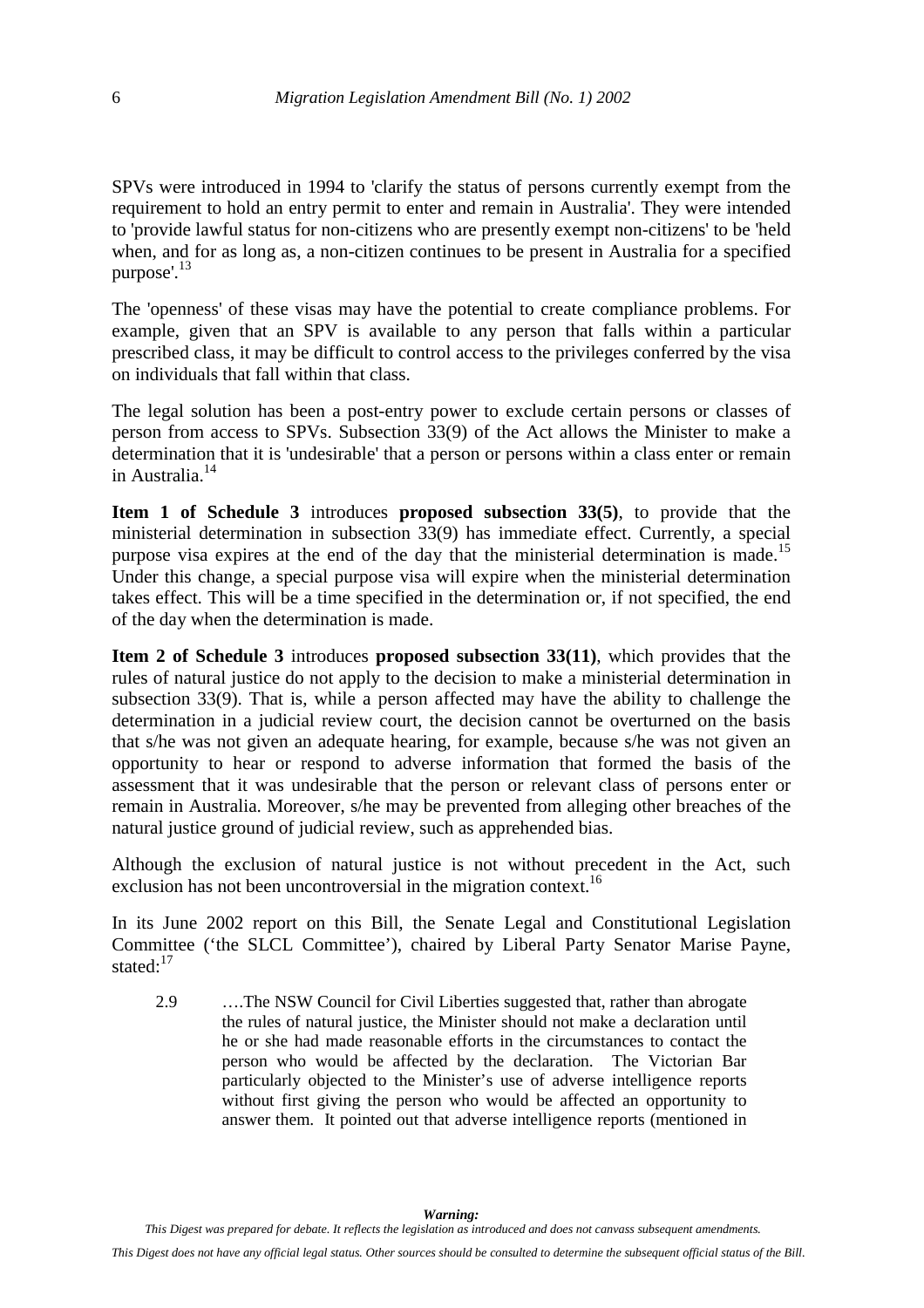SPVs were introduced in 1994 to 'clarify the status of persons currently exempt from the requirement to hold an entry permit to enter and remain in Australia'. They were intended to 'provide lawful status for non-citizens who are presently exempt non-citizens' to be 'held when, and for as long as, a non-citizen continues to be present in Australia for a specified purpose'.[13]

The 'openness' of these visas may have the potential to create compliance problems. For example, given that an SPV is available to any person that falls within a particular prescribed class, it may be difficult to control access to the privileges conferred by the visa on individuals that fall within that class.

The legal solution has been a post-entry power to exclude certain persons or classes of person from access to SPVs. Subsection 33(9) of the Act allows the Minister to make a determination that it is 'undesirable' that a person or persons within a class enter or remain in Australia.[14]

**Item 1 of Schedule 3** introduces **proposed subsection 33(5)**, to provide that the ministerial determination in subsection 33(9) has immediate effect. Currently, a special purpose visa expires at the end of the day that the ministerial determination is made.[15] Under this change, a special purpose visa will expire when the ministerial determination takes effect. This will be a time specified in the determination or, if not specified, the end of the day when the determination is made.

**Item 2 of Schedule 3** introduces **proposed subsection 33(11)**, which provides that the rules of natural justice do not apply to the decision to make a ministerial determination in subsection 33(9). That is, while a person affected may have the ability to challenge the determination in a judicial review court, the decision cannot be overturned on the basis that s/he was not given an adequate hearing, for example, because s/he was not given an opportunity to hear or respond to adverse information that formed the basis of the assessment that it was undesirable that the person or relevant class of persons enter or remain in Australia. Moreover, s/he may be prevented from alleging other breaches of the natural justice ground of judicial review, such as apprehended bias.

Although the exclusion of natural justice is not without precedent in the Act, such exclusion has not been uncontroversial in the migration context.[16]

In its June 2002 report on this Bill, the Senate Legal and Constitutional Legislation Committee ('the SLCL Committee'), chaired by Liberal Party Senator Marise Payne, stated:[17]

> 2.9 ….The NSW Council for Civil Liberties suggested that, rather than abrogate the rules of natural justice, the Minister should not make a declaration until he or she had made reasonable efforts in the circumstances to contact the person who would be affected by the declaration. The Victorian Bar particularly objected to the Minister's use of adverse intelligence reports without first giving the person who would be affected an opportunity to answer them. It pointed out that adverse intelligence reports (mentioned in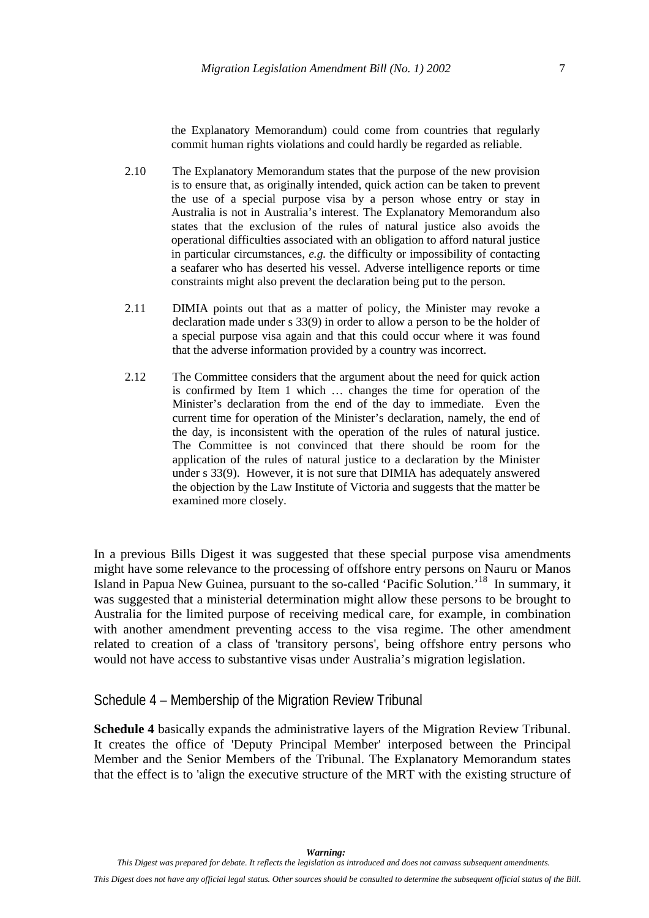the Explanatory Memorandum) could come from countries that regularly commit human rights violations and could hardly be regarded as reliable.

> 2.10 The Explanatory Memorandum states that the purpose of the new provision is to ensure that, as originally intended, quick action can be taken to prevent the use of a special purpose visa by a person whose entry or stay in Australia is not in Australia's interest. The Explanatory Memorandum also states that the exclusion of the rules of natural justice also avoids the operational difficulties associated with an obligation to afford natural justice in particular circumstances, *e.g.* the difficulty or impossibility of contacting a seafarer who has deserted his vessel. Adverse intelligence reports or time constraints might also prevent the declaration being put to the person.
>
> 2.11 DIMIA points out that as a matter of policy, the Minister may revoke a declaration made under s 33(9) in order to allow a person to be the holder of a special purpose visa again and that this could occur where it was found that the adverse information provided by a country was incorrect.
>
> 2.12 The Committee considers that the argument about the need for quick action is confirmed by Item 1 which … changes the time for operation of the Minister's declaration from the end of the day to immediate. Even the current time for operation of the Minister's declaration, namely, the end of the day, is inconsistent with the operation of the rules of natural justice. The Committee is not convinced that there should be room for the application of the rules of natural justice to a declaration by the Minister under s 33(9). However, it is not sure that DIMIA has adequately answered the objection by the Law Institute of Victoria and suggests that the matter be examined more closely.

In a previous Bills Digest it was suggested that these special purpose visa amendments might have some relevance to the processing of offshore entry persons on Nauru or Manos Island in Papua New Guinea, pursuant to the so-called 'Pacific Solution.'[18] In summary, it was suggested that a ministerial determination might allow these persons to be brought to Australia for the limited purpose of receiving medical care, for example, in combination with another amendment preventing access to the visa regime. The other amendment related to creation of a class of 'transitory persons', being offshore entry persons who would not have access to substantive visas under Australia's migration legislation.

## Schedule 4 – Membership of the Migration Review Tribunal

**Schedule 4** basically expands the administrative layers of the Migration Review Tribunal. It creates the office of 'Deputy Principal Member' interposed between the Principal Member and the Senior Members of the Tribunal. The Explanatory Memorandum states that the effect is to 'align the executive structure of the MRT with the existing structure of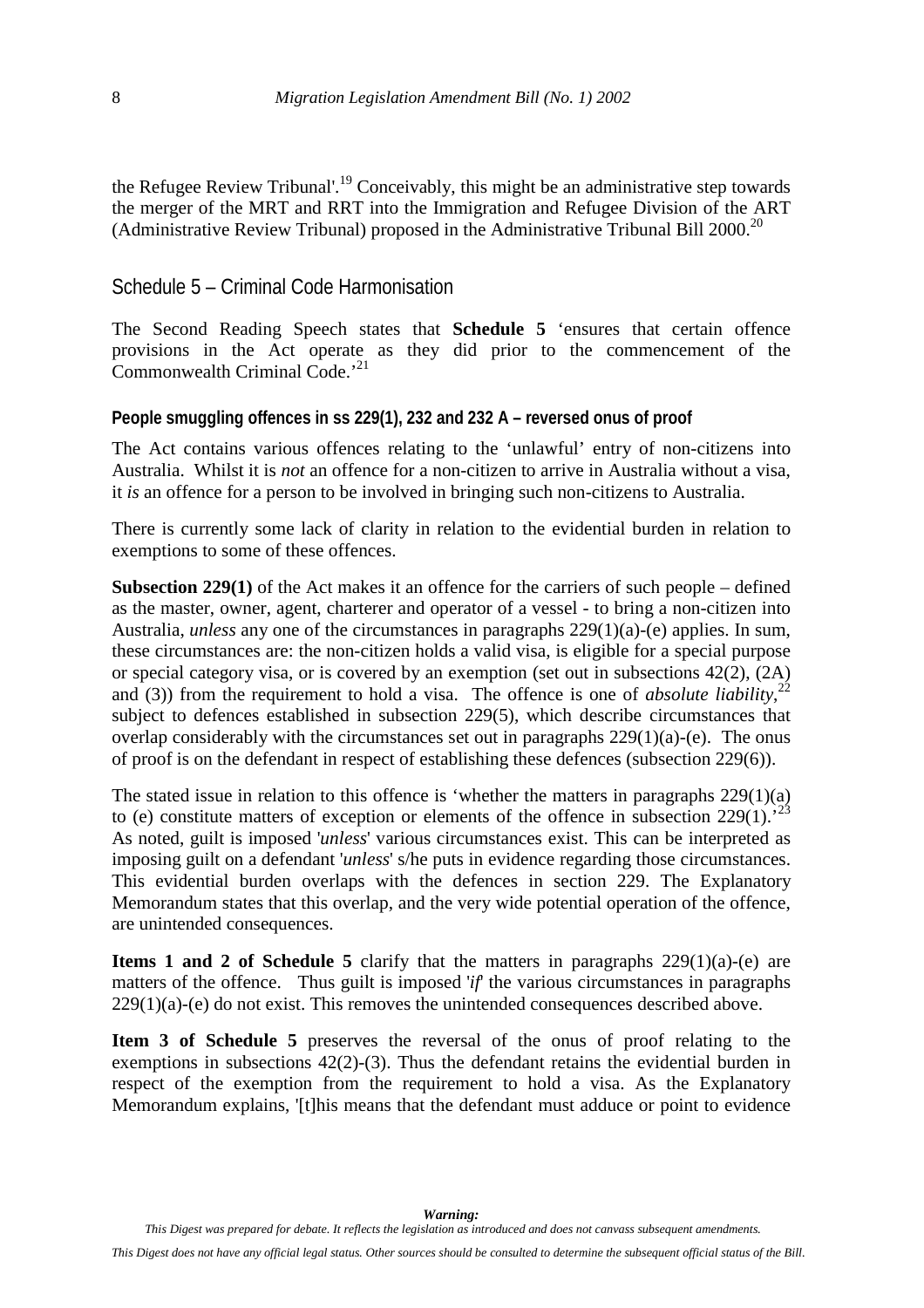the Refugee Review Tribunal'.[19] Conceivably, this might be an administrative step towards the merger of the MRT and RRT into the Immigration and Refugee Division of the ART (Administrative Review Tribunal) proposed in the Administrative Tribunal Bill 2000.[20]

## Schedule 5 – Criminal Code Harmonisation

The Second Reading Speech states that **Schedule 5** 'ensures that certain offence provisions in the Act operate as they did prior to the commencement of the Commonwealth Criminal Code.'[21]

### People smuggling offences in ss 229(1), 232 and 232 A – reversed onus of proof

The Act contains various offences relating to the 'unlawful' entry of non-citizens into Australia. Whilst it is *not* an offence for a non-citizen to arrive in Australia without a visa, it *is* an offence for a person to be involved in bringing such non-citizens to Australia.

There is currently some lack of clarity in relation to the evidential burden in relation to exemptions to some of these offences.

**Subsection 229(1)** of the Act makes it an offence for the carriers of such people – defined as the master, owner, agent, charterer and operator of a vessel - to bring a non-citizen into Australia, *unless* any one of the circumstances in paragraphs 229(1)(a)-(e) applies. In sum, these circumstances are: the non-citizen holds a valid visa, is eligible for a special purpose or special category visa, or is covered by an exemption (set out in subsections 42(2), (2A) and (3)) from the requirement to hold a visa. The offence is one of *absolute liability*,[22] subject to defences established in subsection 229(5), which describe circumstances that overlap considerably with the circumstances set out in paragraphs 229(1)(a)-(e). The onus of proof is on the defendant in respect of establishing these defences (subsection 229(6)).

The stated issue in relation to this offence is 'whether the matters in paragraphs 229(1)(a) to (e) constitute matters of exception or elements of the offence in subsection 229(1).'[23] As noted, guilt is imposed '*unless*' various circumstances exist. This can be interpreted as imposing guilt on a defendant '*unless*' s/he puts in evidence regarding those circumstances. This evidential burden overlaps with the defences in section 229. The Explanatory Memorandum states that this overlap, and the very wide potential operation of the offence, are unintended consequences.

**Items 1 and 2 of Schedule 5** clarify that the matters in paragraphs 229(1)(a)-(e) are matters of the offence. Thus guilt is imposed '*if*' the various circumstances in paragraphs 229(1)(a)-(e) do not exist. This removes the unintended consequences described above.

**Item 3 of Schedule 5** preserves the reversal of the onus of proof relating to the exemptions in subsections 42(2)-(3). Thus the defendant retains the evidential burden in respect of the exemption from the requirement to hold a visa. As the Explanatory Memorandum explains, '[t]his means that the defendant must adduce or point to evidence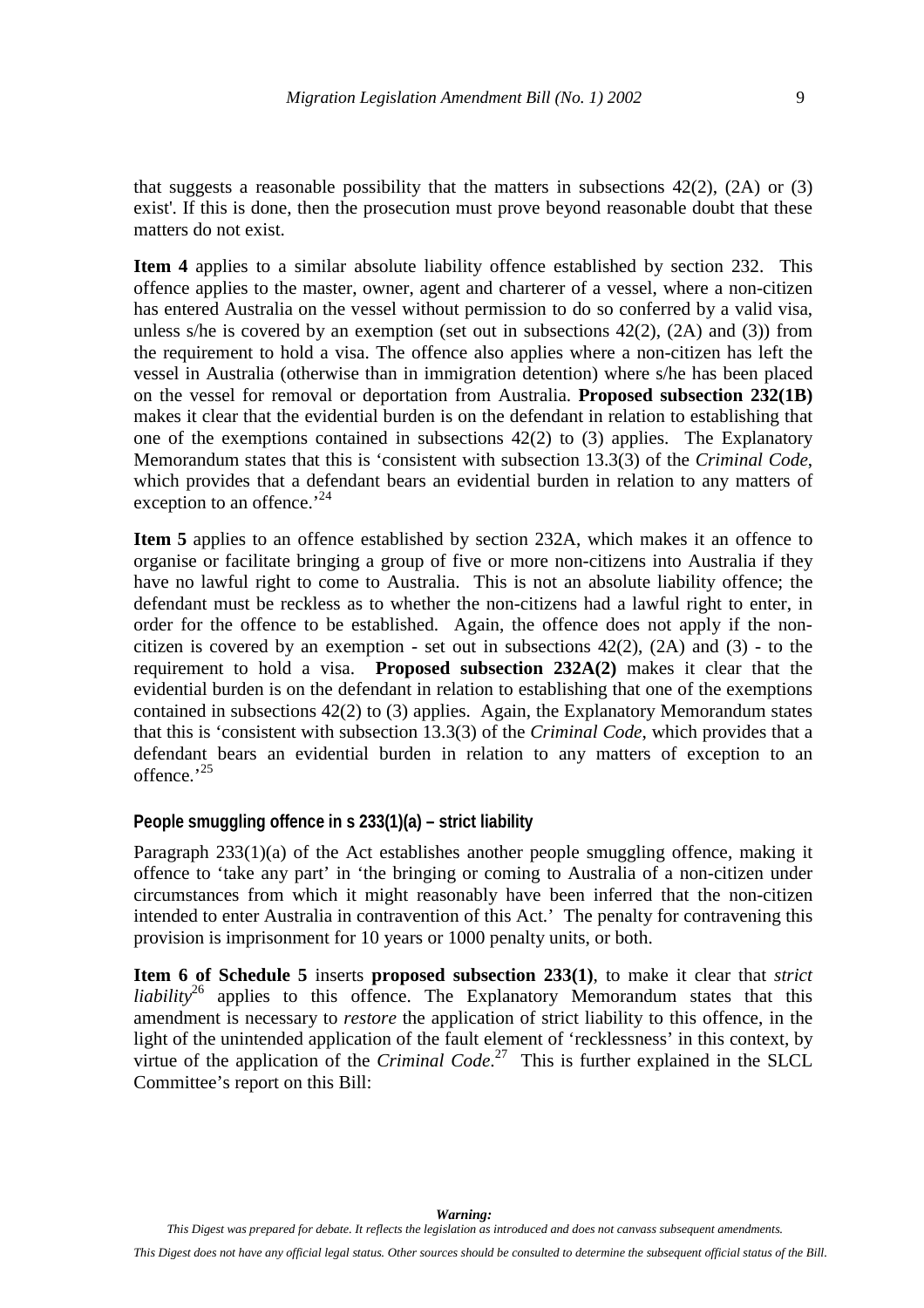that suggests a reasonable possibility that the matters in subsections 42(2), (2A) or (3) exist'. If this is done, then the prosecution must prove beyond reasonable doubt that these matters do not exist.

**Item 4** applies to a similar absolute liability offence established by section 232. This offence applies to the master, owner, agent and charterer of a vessel, where a non-citizen has entered Australia on the vessel without permission to do so conferred by a valid visa, unless s/he is covered by an exemption (set out in subsections 42(2), (2A) and (3)) from the requirement to hold a visa. The offence also applies where a non-citizen has left the vessel in Australia (otherwise than in immigration detention) where s/he has been placed on the vessel for removal or deportation from Australia. **Proposed subsection 232(1B)** makes it clear that the evidential burden is on the defendant in relation to establishing that one of the exemptions contained in subsections 42(2) to (3) applies. The Explanatory Memorandum states that this is 'consistent with subsection 13.3(3) of the *Criminal Code*, which provides that a defendant bears an evidential burden in relation to any matters of exception to an offence.'[24]

**Item 5** applies to an offence established by section 232A, which makes it an offence to organise or facilitate bringing a group of five or more non-citizens into Australia if they have no lawful right to come to Australia. This is not an absolute liability offence; the defendant must be reckless as to whether the non-citizens had a lawful right to enter, in order for the offence to be established. Again, the offence does not apply if the non-citizen is covered by an exemption - set out in subsections 42(2), (2A) and (3) - to the requirement to hold a visa. **Proposed subsection 232A(2)** makes it clear that the evidential burden is on the defendant in relation to establishing that one of the exemptions contained in subsections 42(2) to (3) applies. Again, the Explanatory Memorandum states that this is 'consistent with subsection 13.3(3) of the *Criminal Code*, which provides that a defendant bears an evidential burden in relation to any matters of exception to an offence.'[25]

#### People smuggling offence in s 233(1)(a) – strict liability

Paragraph 233(1)(a) of the Act establishes another people smuggling offence, making it offence to 'take any part' in 'the bringing or coming to Australia of a non-citizen under circumstances from which it might reasonably have been inferred that the non-citizen intended to enter Australia in contravention of this Act.' The penalty for contravening this provision is imprisonment for 10 years or 1000 penalty units, or both.

**Item 6 of Schedule 5** inserts **proposed subsection 233(1)**, to make it clear that *strict liability*[26] applies to this offence. The Explanatory Memorandum states that this amendment is necessary to *restore* the application of strict liability to this offence, in the light of the unintended application of the fault element of 'recklessness' in this context, by virtue of the application of the *Criminal Code*.[27] This is further explained in the SLCL Committee's report on this Bill: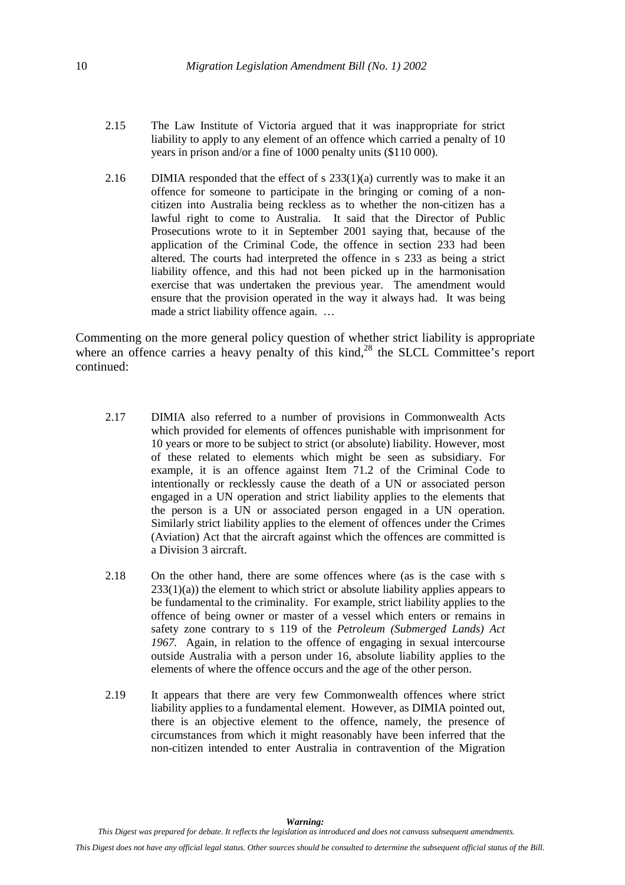2.15 The Law Institute of Victoria argued that it was inappropriate for strict liability to apply to any element of an offence which carried a penalty of 10 years in prison and/or a fine of 1000 penalty units ($110 000).

2.16 DIMIA responded that the effect of s 233(1)(a) currently was to make it an offence for someone to participate in the bringing or coming of a non-citizen into Australia being reckless as to whether the non-citizen has a lawful right to come to Australia. It said that the Director of Public Prosecutions wrote to it in September 2001 saying that, because of the application of the Criminal Code, the offence in section 233 had been altered. The courts had interpreted the offence in s 233 as being a strict liability offence, and this had not been picked up in the harmonisation exercise that was undertaken the previous year. The amendment would ensure that the provision operated in the way it always had. It was being made a strict liability offence again. …

Commenting on the more general policy question of whether strict liability is appropriate where an offence carries a heavy penalty of this kind,[28] the SLCL Committee's report continued:

2.17 DIMIA also referred to a number of provisions in Commonwealth Acts which provided for elements of offences punishable with imprisonment for 10 years or more to be subject to strict (or absolute) liability. However, most of these related to elements which might be seen as subsidiary. For example, it is an offence against Item 71.2 of the Criminal Code to intentionally or recklessly cause the death of a UN or associated person engaged in a UN operation and strict liability applies to the elements that the person is a UN or associated person engaged in a UN operation. Similarly strict liability applies to the element of offences under the Crimes (Aviation) Act that the aircraft against which the offences are committed is a Division 3 aircraft.

2.18 On the other hand, there are some offences where (as is the case with s 233(1)(a)) the element to which strict or absolute liability applies appears to be fundamental to the criminality. For example, strict liability applies to the offence of being owner or master of a vessel which enters or remains in safety zone contrary to s 119 of the *Petroleum (Submerged Lands) Act 1967.* Again, in relation to the offence of engaging in sexual intercourse outside Australia with a person under 16, absolute liability applies to the elements of where the offence occurs and the age of the other person.

2.19 It appears that there are very few Commonwealth offences where strict liability applies to a fundamental element. However, as DIMIA pointed out, there is an objective element to the offence, namely, the presence of circumstances from which it might reasonably have been inferred that the non-citizen intended to enter Australia in contravention of the Migration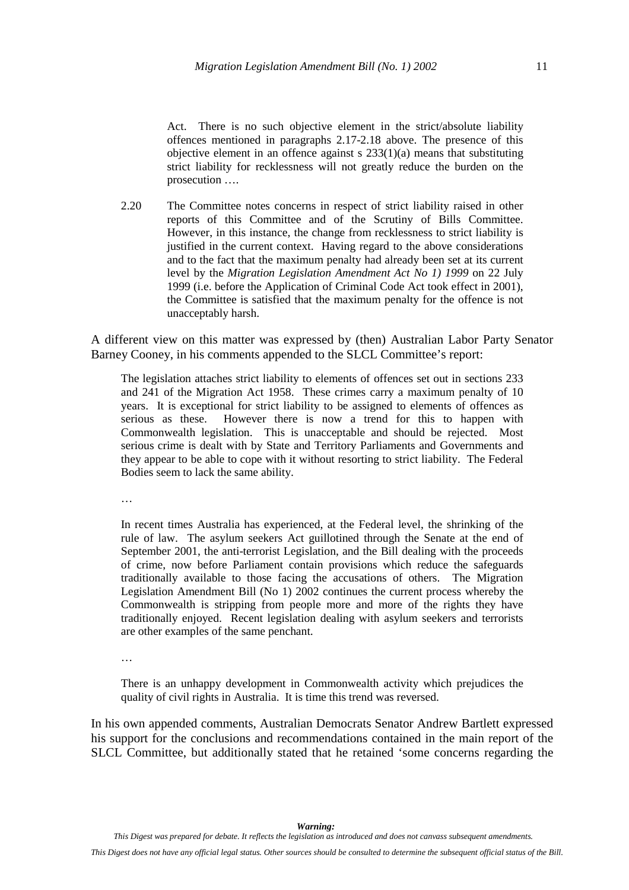> Act. There is no such objective element in the strict/absolute liability offences mentioned in paragraphs 2.17-2.18 above. The presence of this objective element in an offence against s 233(1)(a) means that substituting strict liability for recklessness will not greatly reduce the burden on the prosecution ….
>
> 2.20 The Committee notes concerns in respect of strict liability raised in other reports of this Committee and of the Scrutiny of Bills Committee. However, in this instance, the change from recklessness to strict liability is justified in the current context. Having regard to the above considerations and to the fact that the maximum penalty had already been set at its current level by the *Migration Legislation Amendment Act No 1) 1999* on 22 July 1999 (i.e. before the Application of Criminal Code Act took effect in 2001), the Committee is satisfied that the maximum penalty for the offence is not unacceptably harsh.

A different view on this matter was expressed by (then) Australian Labor Party Senator Barney Cooney, in his comments appended to the SLCL Committee's report:

> The legislation attaches strict liability to elements of offences set out in sections 233 and 241 of the Migration Act 1958. These crimes carry a maximum penalty of 10 years. It is exceptional for strict liability to be assigned to elements of offences as serious as these. However there is now a trend for this to happen with Commonwealth legislation. This is unacceptable and should be rejected. Most serious crime is dealt with by State and Territory Parliaments and Governments and they appear to be able to cope with it without resorting to strict liability. The Federal Bodies seem to lack the same ability.
>
> …
>
> In recent times Australia has experienced, at the Federal level, the shrinking of the rule of law. The asylum seekers Act guillotined through the Senate at the end of September 2001, the anti-terrorist Legislation, and the Bill dealing with the proceeds of crime, now before Parliament contain provisions which reduce the safeguards traditionally available to those facing the accusations of others. The Migration Legislation Amendment Bill (No 1) 2002 continues the current process whereby the Commonwealth is stripping from people more and more of the rights they have traditionally enjoyed. Recent legislation dealing with asylum seekers and terrorists are other examples of the same penchant.
>
> …
>
> There is an unhappy development in Commonwealth activity which prejudices the quality of civil rights in Australia. It is time this trend was reversed.

In his own appended comments, Australian Democrats Senator Andrew Bartlett expressed his support for the conclusions and recommendations contained in the main report of the SLCL Committee, but additionally stated that he retained 'some concerns regarding the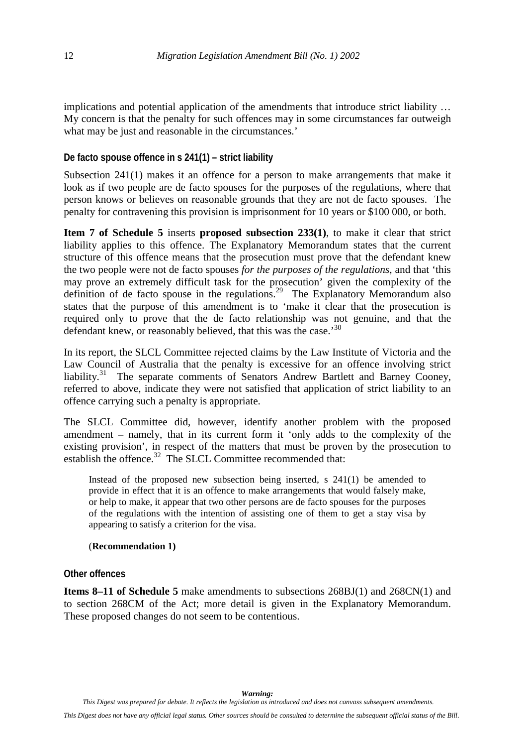implications and potential application of the amendments that introduce strict liability … My concern is that the penalty for such offences may in some circumstances far outweigh what may be just and reasonable in the circumstances.'

### De facto spouse offence in s 241(1) – strict liability

Subsection 241(1) makes it an offence for a person to make arrangements that make it look as if two people are de facto spouses for the purposes of the regulations, where that person knows or believes on reasonable grounds that they are not de facto spouses. The penalty for contravening this provision is imprisonment for 10 years or $100 000, or both.

**Item 7 of Schedule 5** inserts **proposed subsection 233(1)**, to make it clear that strict liability applies to this offence. The Explanatory Memorandum states that the current structure of this offence means that the prosecution must prove that the defendant knew the two people were not de facto spouses *for the purposes of the regulations*, and that 'this may prove an extremely difficult task for the prosecution' given the complexity of the definition of de facto spouse in the regulations.[29] The Explanatory Memorandum also states that the purpose of this amendment is to 'make it clear that the prosecution is required only to prove that the de facto relationship was not genuine, and that the defendant knew, or reasonably believed, that this was the case.'[30]

In its report, the SLCL Committee rejected claims by the Law Institute of Victoria and the Law Council of Australia that the penalty is excessive for an offence involving strict liability.[31] The separate comments of Senators Andrew Bartlett and Barney Cooney, referred to above, indicate they were not satisfied that application of strict liability to an offence carrying such a penalty is appropriate.

The SLCL Committee did, however, identify another problem with the proposed amendment – namely, that in its current form it 'only adds to the complexity of the existing provision', in respect of the matters that must be proven by the prosecution to establish the offence.[32] The SLCL Committee recommended that:

> Instead of the proposed new subsection being inserted, s 241(1) be amended to provide in effect that it is an offence to make arrangements that would falsely make, or help to make, it appear that two other persons are de facto spouses for the purposes of the regulations with the intention of assisting one of them to get a stay visa by appearing to satisfy a criterion for the visa.
>
> (**Recommendation 1)**

### Other offences

**Items 8–11 of Schedule 5** make amendments to subsections 268BJ(1) and 268CN(1) and to section 268CM of the Act; more detail is given in the Explanatory Memorandum. These proposed changes do not seem to be contentious.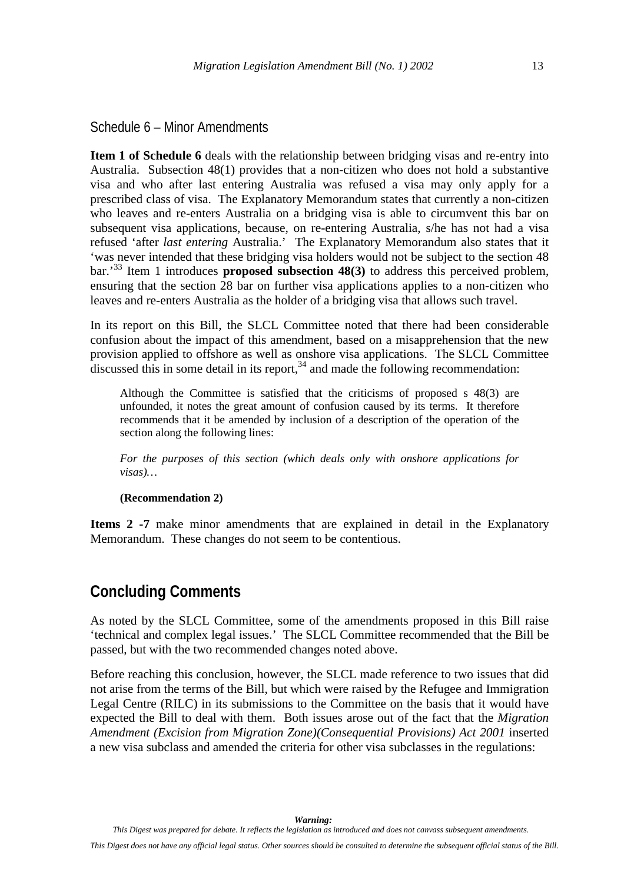### Schedule 6 – Minor Amendments

**Item 1 of Schedule 6** deals with the relationship between bridging visas and re-entry into Australia. Subsection 48(1) provides that a non-citizen who does not hold a substantive visa and who after last entering Australia was refused a visa may only apply for a prescribed class of visa. The Explanatory Memorandum states that currently a non-citizen who leaves and re-enters Australia on a bridging visa is able to circumvent this bar on subsequent visa applications, because, on re-entering Australia, s/he has not had a visa refused 'after *last entering* Australia.' The Explanatory Memorandum also states that it 'was never intended that these bridging visa holders would not be subject to the section 48 bar.'[33] Item 1 introduces **proposed subsection 48(3)** to address this perceived problem, ensuring that the section 28 bar on further visa applications applies to a non-citizen who leaves and re-enters Australia as the holder of a bridging visa that allows such travel.

In its report on this Bill, the SLCL Committee noted that there had been considerable confusion about the impact of this amendment, based on a misapprehension that the new provision applied to offshore as well as onshore visa applications. The SLCL Committee discussed this in some detail in its report,[34] and made the following recommendation:

> Although the Committee is satisfied that the criticisms of proposed s 48(3) are unfounded, it notes the great amount of confusion caused by its terms. It therefore recommends that it be amended by inclusion of a description of the operation of the section along the following lines:
>
> *For the purposes of this section (which deals only with onshore applications for visas)…*
>
> **(Recommendation 2)**

**Items 2 -7** make minor amendments that are explained in detail in the Explanatory Memorandum. These changes do not seem to be contentious.

## Concluding Comments

As noted by the SLCL Committee, some of the amendments proposed in this Bill raise 'technical and complex legal issues.' The SLCL Committee recommended that the Bill be passed, but with the two recommended changes noted above.

Before reaching this conclusion, however, the SLCL made reference to two issues that did not arise from the terms of the Bill, but which were raised by the Refugee and Immigration Legal Centre (RILC) in its submissions to the Committee on the basis that it would have expected the Bill to deal with them. Both issues arose out of the fact that the *Migration Amendment (Excision from Migration Zone)(Consequential Provisions) Act 2001* inserted a new visa subclass and amended the criteria for other visa subclasses in the regulations: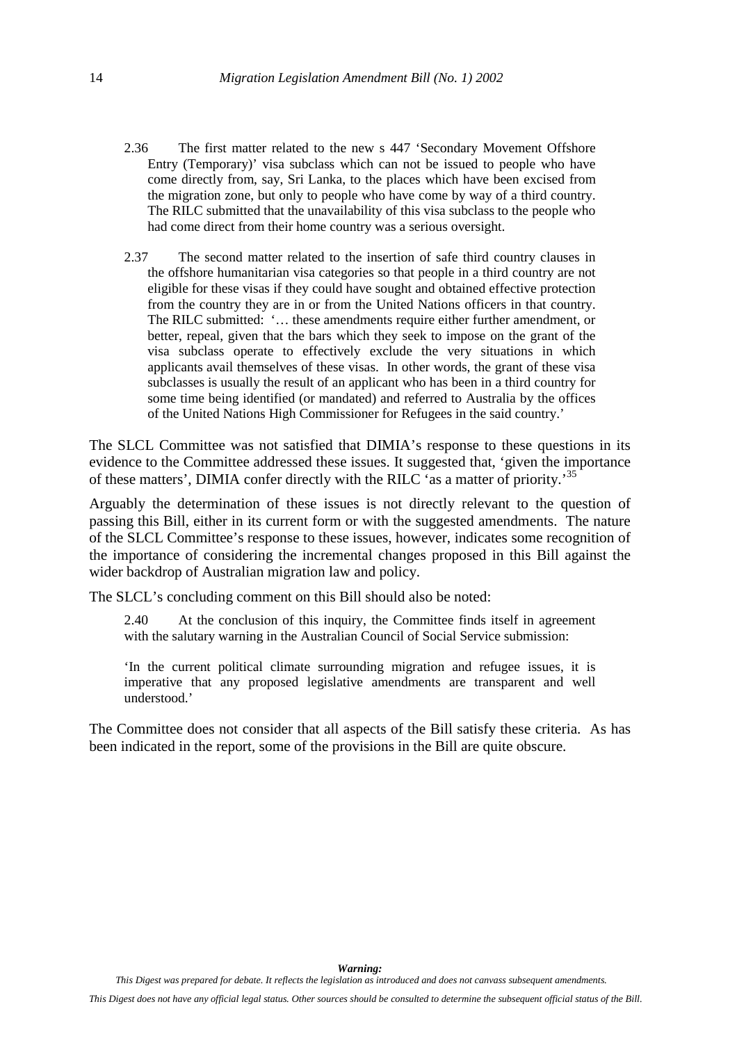> 2.36 The first matter related to the new s 447 'Secondary Movement Offshore Entry (Temporary)' visa subclass which can not be issued to people who have come directly from, say, Sri Lanka, to the places which have been excised from the migration zone, but only to people who have come by way of a third country. The RILC submitted that the unavailability of this visa subclass to the people who had come direct from their home country was a serious oversight.
>
> 2.37 The second matter related to the insertion of safe third country clauses in the offshore humanitarian visa categories so that people in a third country are not eligible for these visas if they could have sought and obtained effective protection from the country they are in or from the United Nations officers in that country. The RILC submitted: '… these amendments require either further amendment, or better, repeal, given that the bars which they seek to impose on the grant of the visa subclass operate to effectively exclude the very situations in which applicants avail themselves of these visas. In other words, the grant of these visa subclasses is usually the result of an applicant who has been in a third country for some time being identified (or mandated) and referred to Australia by the offices of the United Nations High Commissioner for Refugees in the said country.'

The SLCL Committee was not satisfied that DIMIA's response to these questions in its evidence to the Committee addressed these issues. It suggested that, 'given the importance of these matters', DIMIA confer directly with the RILC 'as a matter of priority.'[35]

Arguably the determination of these issues is not directly relevant to the question of passing this Bill, either in its current form or with the suggested amendments. The nature of the SLCL Committee's response to these issues, however, indicates some recognition of the importance of considering the incremental changes proposed in this Bill against the wider backdrop of Australian migration law and policy.

The SLCL's concluding comment on this Bill should also be noted:

> 2.40 At the conclusion of this inquiry, the Committee finds itself in agreement with the salutary warning in the Australian Council of Social Service submission:
>
> 'In the current political climate surrounding migration and refugee issues, it is imperative that any proposed legislative amendments are transparent and well understood.'

The Committee does not consider that all aspects of the Bill satisfy these criteria. As has been indicated in the report, some of the provisions in the Bill are quite obscure.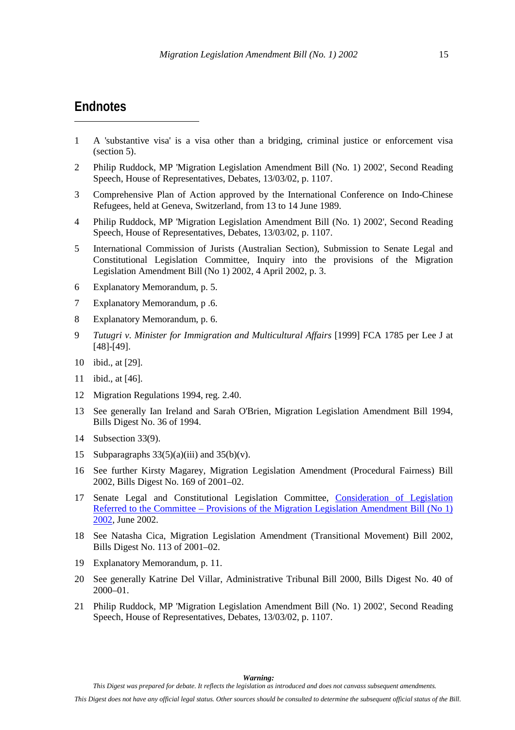## Endnotes

1. A 'substantive visa' is a visa other than a bridging, criminal justice or enforcement visa (section 5).
2. Philip Ruddock, MP 'Migration Legislation Amendment Bill (No. 1) 2002', Second Reading Speech, House of Representatives, Debates, 13/03/02, p. 1107.
3. Comprehensive Plan of Action approved by the International Conference on Indo-Chinese Refugees, held at Geneva, Switzerland, from 13 to 14 June 1989.
4. Philip Ruddock, MP 'Migration Legislation Amendment Bill (No. 1) 2002', Second Reading Speech, House of Representatives, Debates, 13/03/02, p. 1107.
5. International Commission of Jurists (Australian Section), Submission to Senate Legal and Constitutional Legislation Committee, Inquiry into the provisions of the Migration Legislation Amendment Bill (No 1) 2002, 4 April 2002, p. 3.
6. Explanatory Memorandum, p. 5.
7. Explanatory Memorandum, p .6.
8. Explanatory Memorandum, p. 6.
9. *Tutugri v. Minister for Immigration and Multicultural Affairs* [1999] FCA 1785 per Lee J at [48]-[49].
10. ibid., at [29].
11. ibid., at [46].
12. Migration Regulations 1994, reg. 2.40.
13. See generally Ian Ireland and Sarah O'Brien, Migration Legislation Amendment Bill 1994, Bills Digest No. 36 of 1994.
14. Subsection 33(9).
15. Subparagraphs 33(5)(a)(iii) and 35(b)(v).
16. See further Kirsty Magarey, Migration Legislation Amendment (Procedural Fairness) Bill 2002, Bills Digest No. 169 of 2001–02.
17. Senate Legal and Constitutional Legislation Committee, Consideration of Legislation Referred to the Committee – Provisions of the Migration Legislation Amendment Bill (No 1) 2002, June 2002.
18. See Natasha Cica, Migration Legislation Amendment (Transitional Movement) Bill 2002, Bills Digest No. 113 of 2001–02.
19. Explanatory Memorandum, p. 11.
20. See generally Katrine Del Villar, Administrative Tribunal Bill 2000, Bills Digest No. 40 of 2000–01.
21. Philip Ruddock, MP 'Migration Legislation Amendment Bill (No. 1) 2002', Second Reading Speech, House of Representatives, Debates, 13/03/02, p. 1107.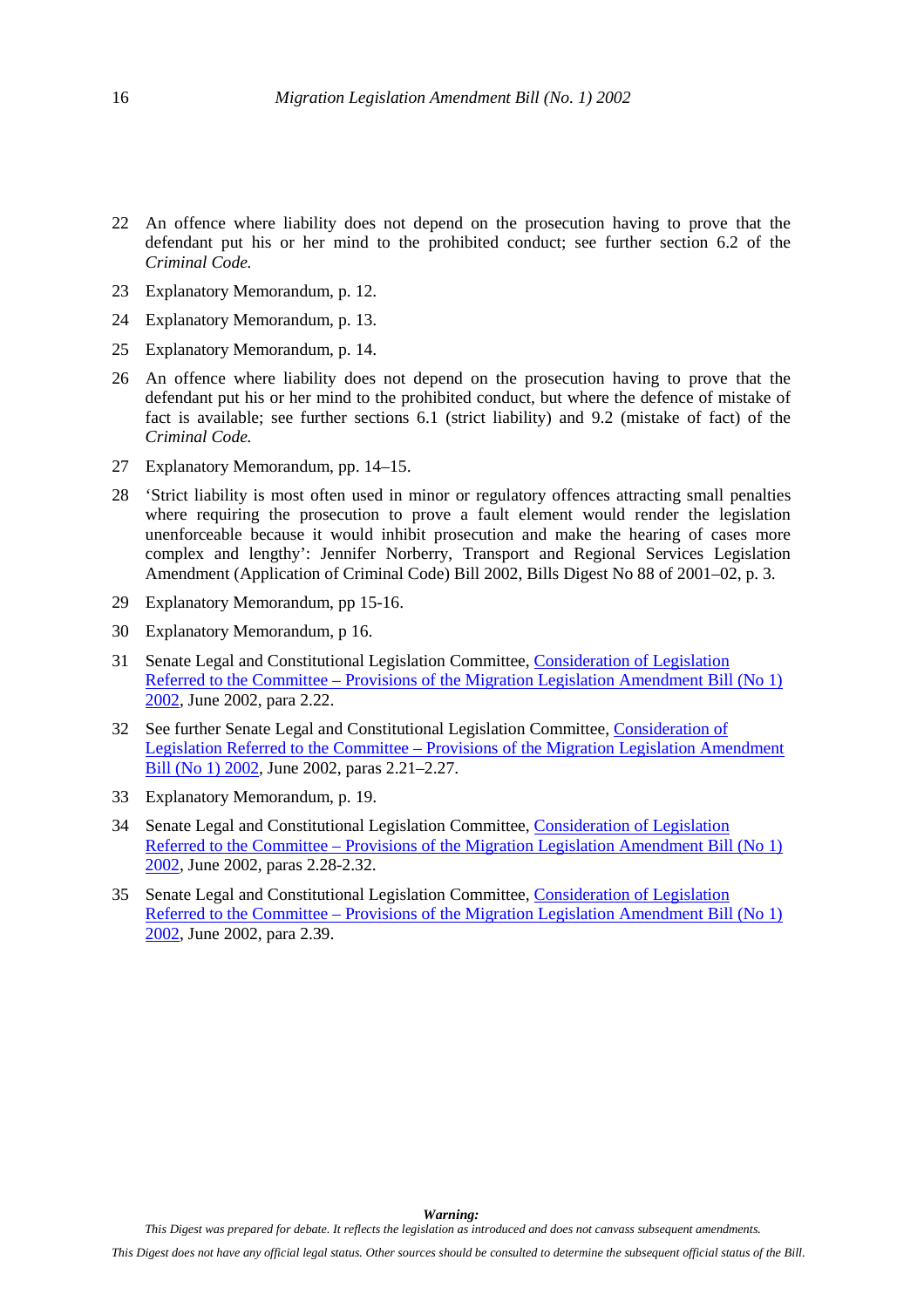22 An offence where liability does not depend on the prosecution having to prove that the defendant put his or her mind to the prohibited conduct; see further section 6.2 of the *Criminal Code.*

23 Explanatory Memorandum, p. 12.

24 Explanatory Memorandum, p. 13.

25 Explanatory Memorandum, p. 14.

26 An offence where liability does not depend on the prosecution having to prove that the defendant put his or her mind to the prohibited conduct, but where the defence of mistake of fact is available; see further sections 6.1 (strict liability) and 9.2 (mistake of fact) of the *Criminal Code.*

27 Explanatory Memorandum, pp. 14–15.

28 'Strict liability is most often used in minor or regulatory offences attracting small penalties where requiring the prosecution to prove a fault element would render the legislation unenforceable because it would inhibit prosecution and make the hearing of cases more complex and lengthy': Jennifer Norberry, Transport and Regional Services Legislation Amendment (Application of Criminal Code) Bill 2002, Bills Digest No 88 of 2001–02, p. 3.

29 Explanatory Memorandum, pp 15-16.

30 Explanatory Memorandum, p 16.

31 Senate Legal and Constitutional Legislation Committee, Consideration of Legislation Referred to the Committee – Provisions of the Migration Legislation Amendment Bill (No 1) 2002, June 2002, para 2.22.

32 See further Senate Legal and Constitutional Legislation Committee, Consideration of Legislation Referred to the Committee – Provisions of the Migration Legislation Amendment Bill (No 1) 2002, June 2002, paras 2.21–2.27.

33 Explanatory Memorandum, p. 19.

34 Senate Legal and Constitutional Legislation Committee, Consideration of Legislation Referred to the Committee – Provisions of the Migration Legislation Amendment Bill (No 1) 2002, June 2002, paras 2.28-2.32.

35 Senate Legal and Constitutional Legislation Committee, Consideration of Legislation Referred to the Committee – Provisions of the Migration Legislation Amendment Bill (No 1) 2002, June 2002, para 2.39.